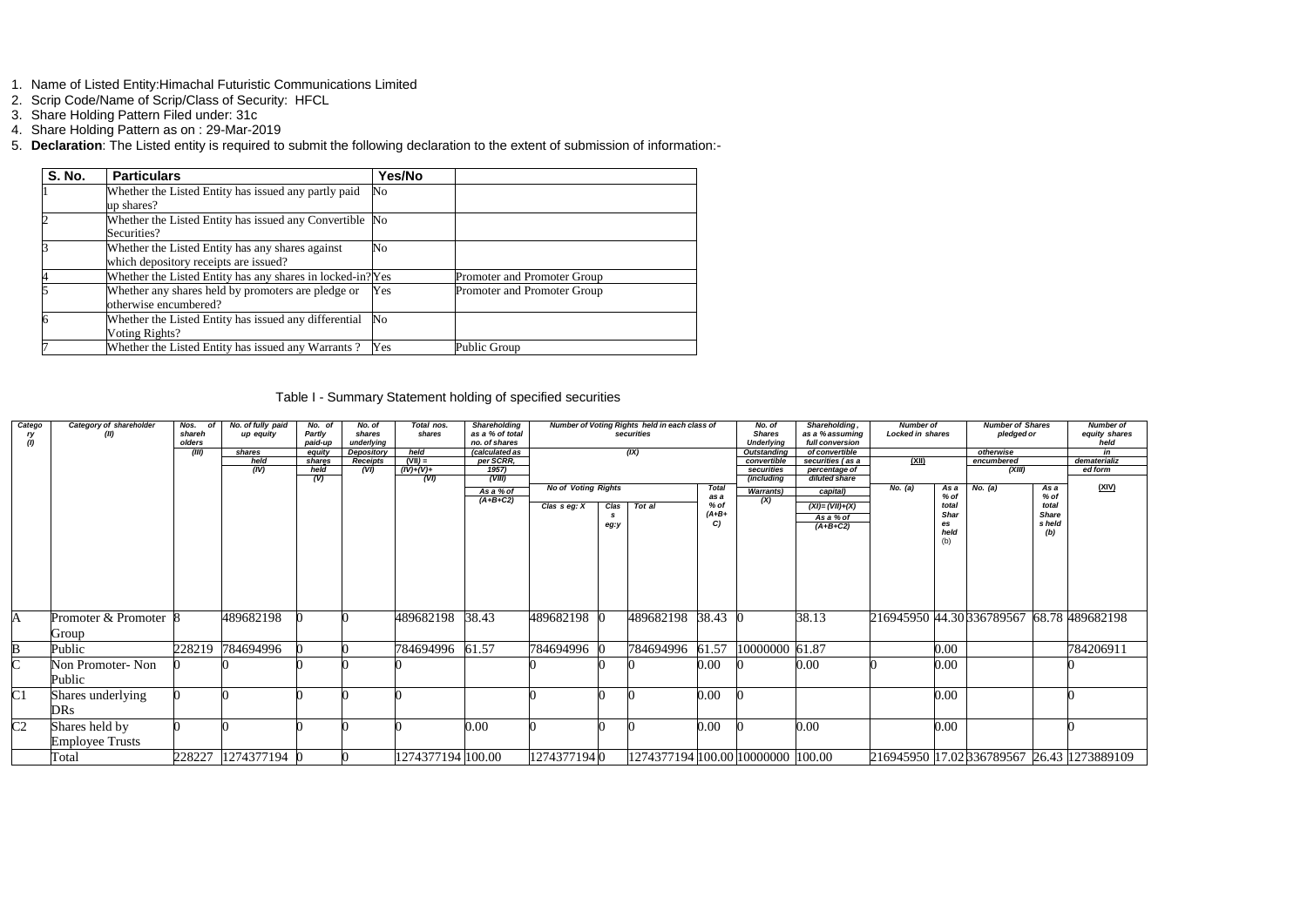1. Name of Listed Entity:Himachal Futuristic Communications Limited
2. Scrip Code/Name of Scrip/Class of Security: HFCL
3. Share Holding Pattern Filed under: 31c
4. Share Holding Pattern as on : 29-Mar-2019
5. **Declaration**: The Listed entity is required to submit the following declaration to the extent of submission of information:-

| S. No. | Particulars | Yes/No | |
|---|---|---|---|
| 1 | Whether the Listed Entity has issued any partly paid up shares? | No | |
| 2 | Whether the Listed Entity has issued any Convertible Securities? | No | |
| 3 | Whether the Listed Entity has any shares against which depository receipts are issued? | No | |
| 4 | Whether the Listed Entity has any shares in locked-in? | Yes | Promoter and Promoter Group |
| 5 | Whether any shares held by promoters are pledge or otherwise encumbered? | Yes | Promoter and Promoter Group |
| 6 | Whether the Listed Entity has issued any differential Voting Rights? | No | |
| 7 | Whether the Listed Entity has issued any Warrants ? | Yes | Public Group |

Table I - Summary Statement holding of specified securities

| Category (I) | Category of shareholder (II) | Nos. of shareholders (III) | No. of fully paid up equity shares held (IV) | No. of Partly paid-up equity shares held (V) | No. of shares underlying Depository Receipts (VI) | Total nos. shares held (VII) = (IV)+(V)+(VI) | Shareholding as a % of total no. of shares (calculated as per SCRR, 1957) (VIII) As a % of (A+B+C2) | Number of Voting Rights held in each class of securities (IX) | | | | No. of Shares Underlying Outstanding convertible securities (including Warrants) (X) | Shareholding , as a % assuming full conversion of convertible securities ( as a percentage of diluted share capital) (XI)= (VII)+(X) As a % of (A+B+C2) | Number of Locked in shares (XII) | | Number of Shares pledged or otherwise encumbered (XIII) | | Number of equity shares held in dematerialized form (XIV) |
|---|---|---|---|---|---|---|---|---|---|---|---|---|---|---|---|---|---|---|
| | | | | | | | | No of Voting Rights | | | Total as a % of (A+B+C) | | | No. (a) | As a % of total Shares held (b) | No. (a) | As a % of total Share s held (b) | |
| | | | | | | | | Clas s eg: X | Clas s eg:y | Tot al | | | | | | | | |
| A | Promoter & Promoter Group | 8 | 489682198 | 0 | 0 | 489682198 | 38.43 | 489682198 | 0 | 489682198 | 38.43 | 0 | 38.13 | 216945950 | 44.30 | 336789567 | 68.78 | 489682198 |
| B | Public | 228219 | 784694996 | 0 | 0 | 784694996 | 61.57 | 784694996 | 0 | 784694996 | 61.57 | 10000000 | 61.87 | | 0.00 | | | 784206911 |
| C | Non Promoter- Non Public | 0 | 0 | 0 | 0 | 0 | | 0 | 0 | 0 | 0.00 | 0 | 0.00 | 0 | 0.00 | | | 0 |
| C1 | Shares underlying DRs | 0 | 0 | 0 | 0 | 0 | | 0 | 0 | 0 | 0.00 | 0 | | | 0.00 | | | 0 |
| C2 | Shares held by Employee Trusts | 0 | 0 | 0 | 0 | 0 | 0.00 | 0 | 0 | 0 | 0.00 | 0 | 0.00 | | 0.00 | | | 0 |
| | Total | 228227 | 1274377194 | 0 | 0 | 1274377194 | 100.00 | 1274377194 | 0 | 1274377194 | 100.00 | 10000000 | 100.00 | 216945950 | 17.02 | 336789567 | 26.43 | 1273889109 |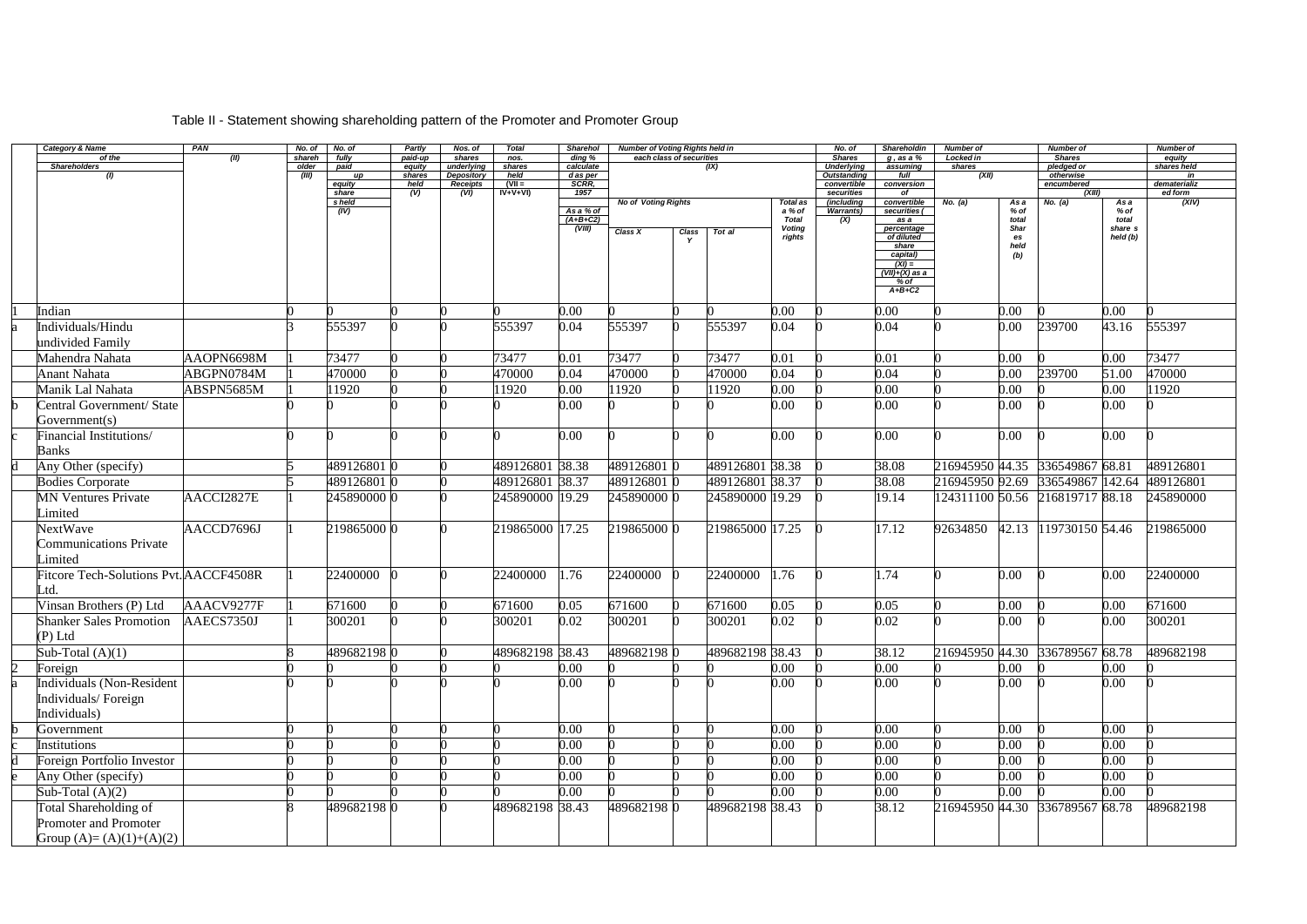Table II - Statement showing shareholding pattern of the Promoter and Promoter Group

| | Category & Name of the Shareholders (I) | PAN (II) | No. of shareholder (III) | No. of fully paid up equity share s held (IV) | Partly paid-up equity shares held (V) | Nos. of shares underlying Depository Receipts (VI) | Total nos. shares held (VII = IV+V+VI) | Shareholding % calculated as per SCRR, 1957 As a % of (A+B+C2) (VIII) | Number of Voting Rights held in each class of securities (IX) | | | | No. of Shares Underlying Outstanding convertible securities (including Warrants) (X) | Shareholding, as a % assuming full conversion of convertible securities ( as a percentage of diluted share capital) (XI) = (VII)+(X) as a % of A+B+C2 | Number of Locked in shares (XII) | | Number of Shares pledged or otherwise encumbered (XIII) | | Number of equity shares held in dematerialized form (XIV) |
|---|---|---|---|---|---|---|---|---|---|---|---|---|---|---|---|---|---|---|---|
| | | | | | | | | | No of Voting Rights | | | Total as a % of Total Voting rights | | | No. (a) | As a % of total Shares held (b) | No. (a) | As a % of total share s held (b) | |
| | | | | | | | | | Class X | Class Y | Tot al | | | | | | | | |
| 1 | Indian | | 0 | 0 | 0 | 0 | 0 | 0.00 | 0 | 0 | 0 | 0.00 | 0 | 0.00 | 0 | 0.00 | 0 | 0.00 | 0 |
| a | Individuals/Hindu undivided Family | | 3 | 555397 | 0 | 0 | 555397 | 0.04 | 555397 | 0 | 555397 | 0.04 | 0 | 0.04 | 0 | 0.00 | 239700 | 43.16 | 555397 |
| | Mahendra Nahata | AAOPN6698M | 1 | 73477 | 0 | 0 | 73477 | 0.01 | 73477 | 0 | 73477 | 0.01 | 0 | 0.01 | 0 | 0.00 | 0 | 0.00 | 73477 |
| | Anant Nahata | ABGPN0784M | 1 | 470000 | 0 | 0 | 470000 | 0.04 | 470000 | 0 | 470000 | 0.04 | 0 | 0.04 | 0 | 0.00 | 239700 | 51.00 | 470000 |
| | Manik Lal Nahata | ABSPN5685M | 1 | 11920 | 0 | 0 | 11920 | 0.00 | 11920 | 0 | 11920 | 0.00 | 0 | 0.00 | 0 | 0.00 | 0 | 0.00 | 11920 |
| b | Central Government/ State Government(s) | | 0 | 0 | 0 | 0 | 0 | 0.00 | 0 | 0 | 0 | 0.00 | 0 | 0.00 | 0 | 0.00 | 0 | 0.00 | 0 |
| c | Financial Institutions/ Banks | | 0 | 0 | 0 | 0 | 0 | 0.00 | 0 | 0 | 0 | 0.00 | 0 | 0.00 | 0 | 0.00 | 0 | 0.00 | 0 |
| d | Any Other (specify) | | 5 | 489126801 | 0 | 0 | 489126801 | 38.38 | 489126801 | 0 | 489126801 | 38.38 | 0 | 38.08 | 216945950 | 44.35 | 336549867 | 68.81 | 489126801 |
| | Bodies Corporate | | 5 | 489126801 | 0 | 0 | 489126801 | 38.37 | 489126801 | 0 | 489126801 | 38.37 | 0 | 38.08 | 216945950 | 92.69 | 336549867 | 142.64 | 489126801 |
| | MN Ventures Private Limited | AACCI2827E | 1 | 245890000 | 0 | 0 | 245890000 | 19.29 | 245890000 | 0 | 245890000 | 19.29 | 0 | 19.14 | 124311100 | 50.56 | 216819717 | 88.18 | 245890000 |
| | NextWave Communications Private Limited | AACCD7696J | 1 | 219865000 | 0 | 0 | 219865000 | 17.25 | 219865000 | 0 | 219865000 | 17.25 | 0 | 17.12 | 92634850 | 42.13 | 119730150 | 54.46 | 219865000 |
| | Fitcore Tech-Solutions Pvt. Ltd. | AACCF4508R | 1 | 22400000 | 0 | 0 | 22400000 | 1.76 | 22400000 | 0 | 22400000 | 1.76 | 0 | 1.74 | 0 | 0.00 | 0 | 0.00 | 22400000 |
| | Vinsan Brothers (P) Ltd | AAACV9277F | 1 | 671600 | 0 | 0 | 671600 | 0.05 | 671600 | 0 | 671600 | 0.05 | 0 | 0.05 | 0 | 0.00 | 0 | 0.00 | 671600 |
| | Shanker Sales Promotion (P) Ltd | AAECS7350J | 1 | 300201 | 0 | 0 | 300201 | 0.02 | 300201 | 0 | 300201 | 0.02 | 0 | 0.02 | 0 | 0.00 | 0 | 0.00 | 300201 |
| | Sub-Total (A)(1) | | 8 | 489682198 | 0 | 0 | 489682198 | 38.43 | 489682198 | 0 | 489682198 | 38.43 | 0 | 38.12 | 216945950 | 44.30 | 336789567 | 68.78 | 489682198 |
| 2 | Foreign | | 0 | 0 | 0 | 0 | 0 | 0.00 | 0 | 0 | 0 | 0.00 | 0 | 0.00 | 0 | 0.00 | 0 | 0.00 | 0 |
| a | Individuals (Non-Resident Individuals/ Foreign Individuals) | | 0 | 0 | 0 | 0 | 0 | 0.00 | 0 | 0 | 0 | 0.00 | 0 | 0.00 | 0 | 0.00 | 0 | 0.00 | 0 |
| b | Government | | 0 | 0 | 0 | 0 | 0 | 0.00 | 0 | 0 | 0 | 0.00 | 0 | 0.00 | 0 | 0.00 | 0 | 0.00 | 0 |
| c | Institutions | | 0 | 0 | 0 | 0 | 0 | 0.00 | 0 | 0 | 0 | 0.00 | 0 | 0.00 | 0 | 0.00 | 0 | 0.00 | 0 |
| d | Foreign Portfolio Investor | | 0 | 0 | 0 | 0 | 0 | 0.00 | 0 | 0 | 0 | 0.00 | 0 | 0.00 | 0 | 0.00 | 0 | 0.00 | 0 |
| e | Any Other (specify) | | 0 | 0 | 0 | 0 | 0 | 0.00 | 0 | 0 | 0 | 0.00 | 0 | 0.00 | 0 | 0.00 | 0 | 0.00 | 0 |
| | Sub-Total (A)(2) | | 0 | 0 | 0 | 0 | 0 | 0.00 | 0 | 0 | 0 | 0.00 | 0 | 0.00 | 0 | 0.00 | 0 | 0.00 | 0 |
| | Total Shareholding of Promoter and Promoter Group (A)= (A)(1)+(A)(2) | | 8 | 489682198 | 0 | 0 | 489682198 | 38.43 | 489682198 | 0 | 489682198 | 38.43 | 0 | 38.12 | 216945950 | 44.30 | 336789567 | 68.78 | 489682198 |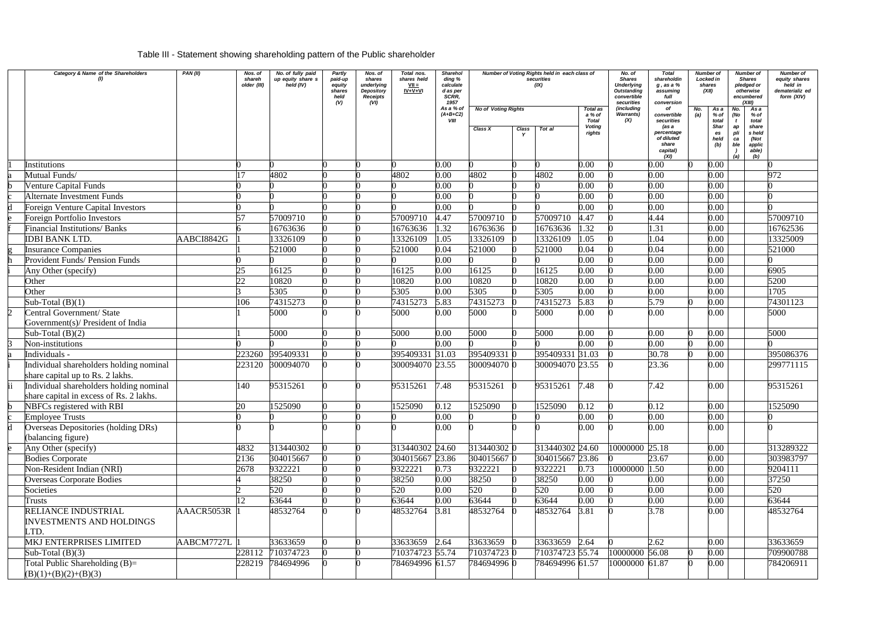Table III - Statement showing shareholding pattern of the Public shareholder

| | Category & Name of the Shareholders (I) | PAN (II) | Nos. of shareholder (III) | No. of fully paid up equity shares held (IV) | Partly paid-up equity shares held (V) | Nos. of shares underlying Depository Receipts (VI) | Total nos. shares held VII = IV+V+VI | Shareholding % calculated as per SCRR, 1957 As a % of (A+B+C2) VIII | Number of Voting Rights held in each class of securities (IX) | | | | No. of Shares Underlying Outstanding convertible securities (including Warrants) (X) | Total shareholding, as a % assuming full conversion of convertible securities (as a percentage of diluted share capital) (XI) | Number of Locked in shares (XII) | | Number of Shares pledged or otherwise encumbered (XIII) | | Number of equity shares held in dematerialized form (XIV) |
|---|---|---|---|---|---|---|---|---|---|---|---|---|---|---|---|---|---|---|---|
| | | | | | | | | | No of Voting Rights | | | Total as a % of Total Voting rights | | | No. (a) | As a % of total Shares held (b) | No. (Not applicable) (a) | As a % of total shares held (Not applicable) (b) | |
| | | | | | | | | | Class X | Class Y | Total | | | | | | | | |
| 1 | Institutions | | 0 | 0 | 0 | 0 | 0 | 0.00 | 0 | 0 | 0 | 0.00 | 0 | 0.00 | 0 | 0.00 | | | 0 |
| a | Mutual Funds/ | | 17 | 4802 | 0 | 0 | 4802 | 0.00 | 4802 | 0 | 4802 | 0.00 | 0 | 0.00 | | 0.00 | | | 972 |
| b | Venture Capital Funds | | 0 | 0 | 0 | 0 | 0 | 0.00 | 0 | 0 | 0 | 0.00 | 0 | 0.00 | | 0.00 | | | 0 |
| c | Alternate Investment Funds | | 0 | 0 | 0 | 0 | 0 | 0.00 | 0 | 0 | 0 | 0.00 | 0 | 0.00 | | 0.00 | | | 0 |
| d | Foreign Venture Capital Investors | | 0 | 0 | 0 | 0 | 0 | 0.00 | 0 | 0 | 0 | 0.00 | 0 | 0.00 | | 0.00 | | | 0 |
| e | Foreign Portfolio Investors | | 57 | 57009710 | 0 | 0 | 57009710 | 4.47 | 57009710 | 0 | 57009710 | 4.47 | 0 | 4.44 | | 0.00 | | | 57009710 |
| f | Financial Institutions/ Banks | | 6 | 16763636 | 0 | 0 | 16763636 | 1.32 | 16763636 | 0 | 16763636 | 1.32 | 0 | 1.31 | | 0.00 | | | 16762536 |
| | IDBI BANK LTD. | AABCI8842G | 1 | 13326109 | 0 | 0 | 13326109 | 1.05 | 13326109 | 0 | 13326109 | 1.05 | 0 | 1.04 | | 0.00 | | | 13325009 |
| g | Insurance Companies | | 1 | 521000 | 0 | 0 | 521000 | 0.04 | 521000 | 0 | 521000 | 0.04 | 0 | 0.04 | | 0.00 | | | 521000 |
| h | Provident Funds/ Pension Funds | | 0 | 0 | 0 | 0 | 0 | 0.00 | 0 | 0 | 0 | 0.00 | 0 | 0.00 | | 0.00 | | | 0 |
| i | Any Other (specify) | | 25 | 16125 | 0 | 0 | 16125 | 0.00 | 16125 | 0 | 16125 | 0.00 | 0 | 0.00 | | 0.00 | | | 6905 |
| | Other | | 22 | 10820 | 0 | 0 | 10820 | 0.00 | 10820 | 0 | 10820 | 0.00 | 0 | 0.00 | | 0.00 | | | 5200 |
| | Other | | 3 | 5305 | 0 | 0 | 5305 | 0.00 | 5305 | 0 | 5305 | 0.00 | 0 | 0.00 | | 0.00 | | | 1705 |
| | Sub-Total (B)(1) | | 106 | 74315273 | 0 | 0 | 74315273 | 5.83 | 74315273 | 0 | 74315273 | 5.83 | 0 | 5.79 | 0 | 0.00 | | | 74301123 |
| 2 | Central Government/ State Government(s)/ President of India | | 1 | 5000 | 0 | 0 | 5000 | 0.00 | 5000 | 0 | 5000 | 0.00 | 0 | 0.00 | | 0.00 | | | 5000 |
| | Sub-Total (B)(2) | | 1 | 5000 | 0 | 0 | 5000 | 0.00 | 5000 | 0 | 5000 | 0.00 | 0 | 0.00 | 0 | 0.00 | | | 5000 |
| 3 | Non-institutions | | 0 | 0 | 0 | 0 | 0 | 0.00 | 0 | 0 | 0 | 0.00 | 0 | 0.00 | 0 | 0.00 | | | 0 |
| a | Individuals - | | 223260 | 395409331 | 0 | 0 | 395409331 | 31.03 | 395409331 | 0 | 395409331 | 31.03 | 0 | 30.78 | 0 | 0.00 | | | 395086376 |
| i | Individual shareholders holding nominal share capital up to Rs. 2 lakhs. | | 223120 | 300094070 | 0 | 0 | 300094070 | 23.55 | 300094070 | 0 | 300094070 | 23.55 | 0 | 23.36 | | 0.00 | | | 299771115 |
| ii | Individual shareholders holding nominal share capital in excess of Rs. 2 lakhs. | | 140 | 95315261 | 0 | 0 | 95315261 | 7.48 | 95315261 | 0 | 95315261 | 7.48 | 0 | 7.42 | | 0.00 | | | 95315261 |
| b | NBFCs registered with RBI | | 20 | 1525090 | 0 | 0 | 1525090 | 0.12 | 1525090 | 0 | 1525090 | 0.12 | 0 | 0.12 | | 0.00 | | | 1525090 |
| c | Employee Trusts | | 0 | 0 | 0 | 0 | 0 | 0.00 | 0 | 0 | 0 | 0.00 | 0 | 0.00 | | 0.00 | | | 0 |
| d | Overseas Depositories (holding DRs) (balancing figure) | | 0 | 0 | 0 | 0 | 0 | 0.00 | 0 | 0 | 0 | 0.00 | 0 | 0.00 | | 0.00 | | | 0 |
| e | Any Other (specify) | | 4832 | 313440302 | 0 | 0 | 313440302 | 24.60 | 313440302 | 0 | 313440302 | 24.60 | 10000000 | 25.18 | | 0.00 | | | 313289322 |
| | Bodies Corporate | | 2136 | 304015667 | 0 | 0 | 304015667 | 23.86 | 304015667 | 0 | 304015667 | 23.86 | 0 | 23.67 | | 0.00 | | | 303983797 |
| | Non-Resident Indian (NRI) | | 2678 | 9322221 | 0 | 0 | 9322221 | 0.73 | 9322221 | 0 | 9322221 | 0.73 | 10000000 | 1.50 | | 0.00 | | | 9204111 |
| | Overseas Corporate Bodies | | 4 | 38250 | 0 | 0 | 38250 | 0.00 | 38250 | 0 | 38250 | 0.00 | 0 | 0.00 | | 0.00 | | | 37250 |
| | Societies | | 2 | 520 | 0 | 0 | 520 | 0.00 | 520 | 0 | 520 | 0.00 | 0 | 0.00 | | 0.00 | | | 520 |
| | Trusts | | 12 | 63644 | 0 | 0 | 63644 | 0.00 | 63644 | 0 | 63644 | 0.00 | 0 | 0.00 | | 0.00 | | | 63644 |
| | RELIANCE INDUSTRIAL INVESTMENTS AND HOLDINGS LTD. | AAACR5053R | 1 | 48532764 | 0 | 0 | 48532764 | 3.81 | 48532764 | 0 | 48532764 | 3.81 | 0 | 3.78 | | 0.00 | | | 48532764 |
| | MKJ ENTERPRISES LIMITED | AABCM7727L | 1 | 33633659 | 0 | 0 | 33633659 | 2.64 | 33633659 | 0 | 33633659 | 2.64 | 0 | 2.62 | | 0.00 | | | 33633659 |
| | Sub-Total (B)(3) | | 228112 | 710374723 | 0 | 0 | 710374723 | 55.74 | 710374723 | 0 | 710374723 | 55.74 | 10000000 | 56.08 | 0 | 0.00 | | | 709900788 |
| | Total Public Shareholding (B)= (B)(1)+(B)(2)+(B)(3) | | 228219 | 784694996 | 0 | 0 | 784694996 | 61.57 | 784694996 | 0 | 784694996 | 61.57 | 10000000 | 61.87 | 0 | 0.00 | | | 784206911 |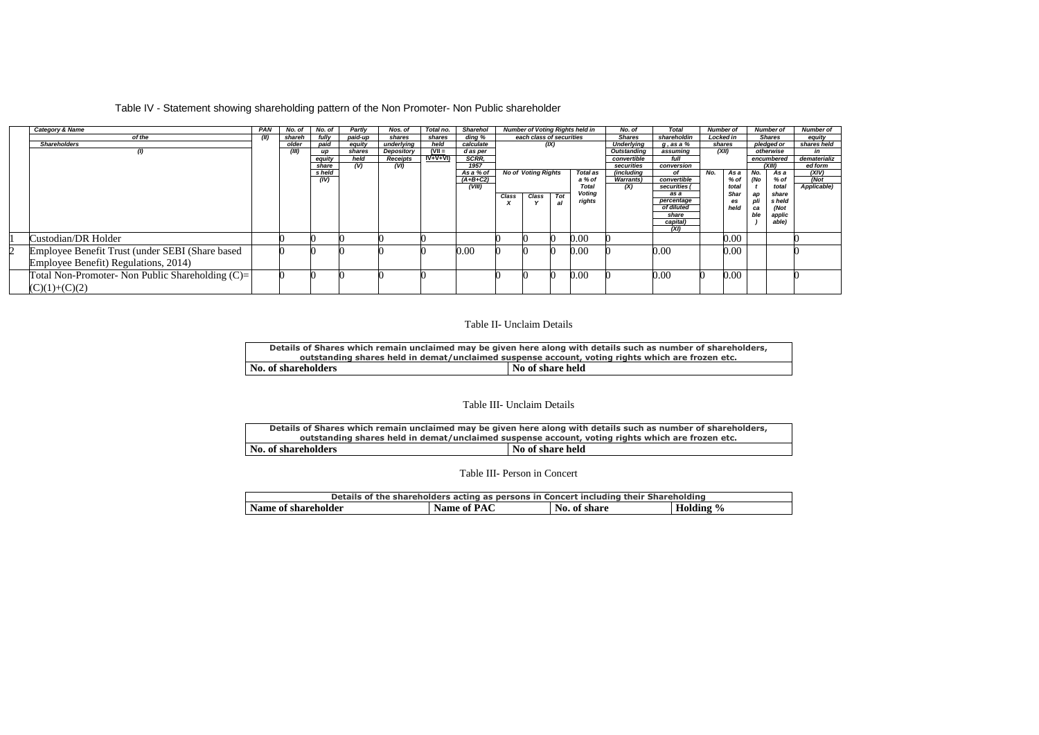Table IV - Statement showing shareholding pattern of the Non Promoter- Non Public shareholder

| | Category & Name of the Shareholders (I) | PAN (II) | No. of shareholder (III) | No. of fully paid up equity share s held (IV) | Partly paid-up equity shares held (V) | Nos. of shares underlying Depository Receipts (VI) | Total no. shares held (VII = IV+V+VI) | Shareholding % calculated as per SCRR, 1957 As a % of (A+B+C2) (VIII) | Number of Voting Rights held in each class of securities (IX) | | | | No. of Shares Underlying Outstanding convertible securities (including Warrants) (X) | Total shareholding , as a % assuming full conversion of convertible securities ( as a percentage of diluted share capital) (XI) | Number of Locked in shares (XII) | | Number of Shares pledged or otherwise encumbered (XIII) | | Number of equity shares held in dematerialized form (XIV) (Not Applicable) |
|---|---|---|---|---|---|---|---|---|---|---|---|---|---|---|---|---|---|---|---|
| | | | | | | | | | No of Voting Rights | | | Total as a % of Total Voting rights | | | No. | As a % of total Shares held | No. (Not applicable) | As a % of total share s held (Not applicable) | |
| | | | | | | | | | Class X | Class Y | Total | | | | | | | | |
| 1 | Custodian/DR Holder | | 0 | 0 | 0 | 0 | 0 | | 0 | 0 | 0 | 0.00 | 0 | | | 0.00 | | | 0 |
| 2 | Employee Benefit Trust (under SEBI (Share based Employee Benefit) Regulations, 2014) | | 0 | 0 | 0 | 0 | 0 | 0.00 | 0 | 0 | 0 | 0.00 | 0 | 0.00 | | 0.00 | | | 0 |
| | Total Non-Promoter- Non Public Shareholding (C)= (C)(1)+(C)(2) | | 0 | 0 | 0 | 0 | 0 | | 0 | 0 | 0 | 0.00 | 0 | 0.00 | 0 | 0.00 | | | 0 |

Table II- Unclaim Details

| Details of Shares which remain unclaimed may be given here along with details such as number of shareholders, outstanding shares held in demat/unclaimed suspense account, voting rights which are frozen etc. | |
|---|---|
| **No. of shareholders** | **No of share held** |

Table III- Unclaim Details

| Details of Shares which remain unclaimed may be given here along with details such as number of shareholders, outstanding shares held in demat/unclaimed suspense account, voting rights which are frozen etc. | |
|---|---|
| **No. of shareholders** | **No of share held** |

Table III- Person in Concert

| Details of the shareholders acting as persons in Concert including their Shareholding | | | |
|---|---|---|---|
| **Name of shareholder** | **Name of PAC** | **No. of share** | **Holding %** |